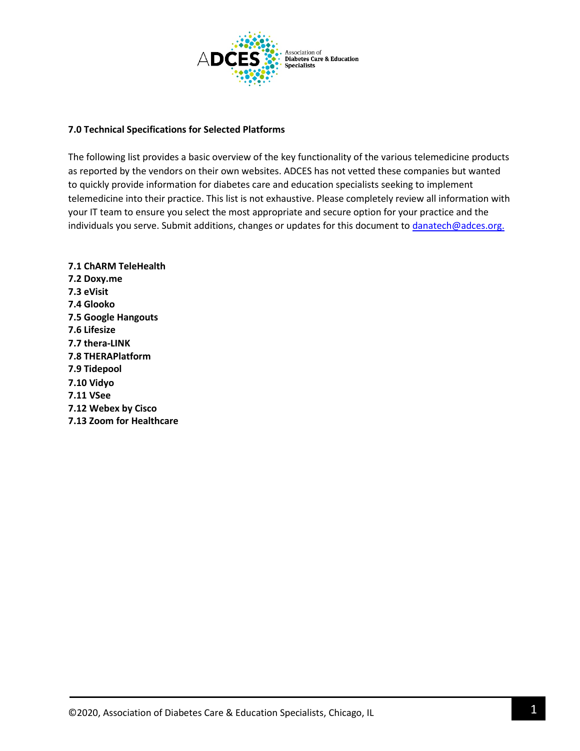## 7.0 Technical Specifications for Selected Platforms

The following list provides a basic overview of the key functionality of the various telemedicine products as reported by the vendors on their own websites. ADCES has not vetted these companies but wanted to quickly provide information for diabetes care and education specialists seeking to implement telemedicine into their practice. This list is not exhaustive. Please completely review all information with your IT team to ensure you select the most appropriate and secure option for your practice and the individuals you serve. Submit additions, changes or updates for this document to danatech@adces.org.

**7.1 ChARM TeleHealth**
**7.2 Doxy.me**
**7.3 eVisit**
**7.4 Glooko**
**7.5 Google Hangouts**
**7.6 Lifesize**
**7.7 thera-LINK**
**7.8 THERAPlatform**
**7.9 Tidepool**
**7.10 Vidyo**
**7.11 VSee**
**7.12 Webex by Cisco**
**7.13 Zoom for Healthcare**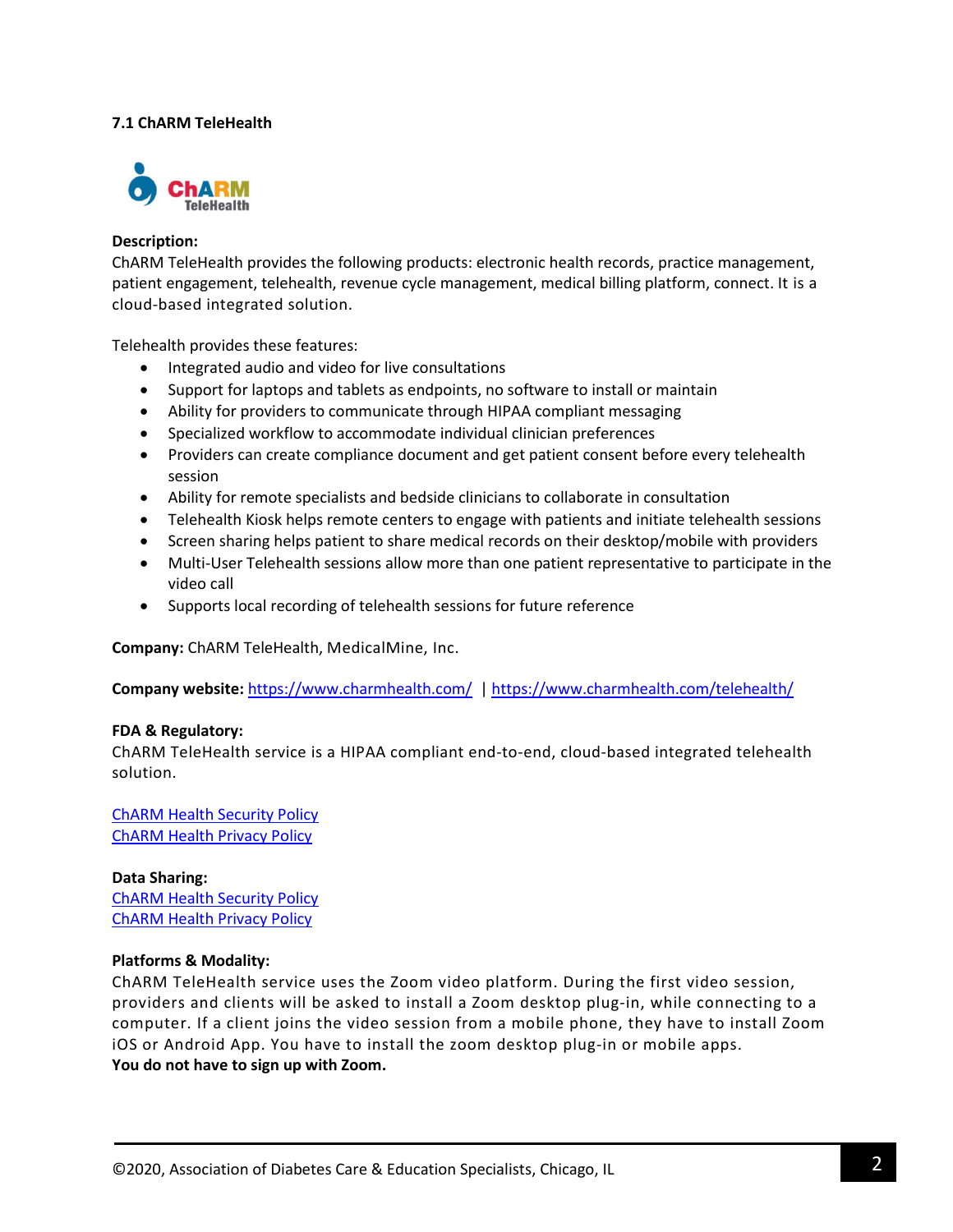### 7.1 ChARM TeleHealth

**Description:**
ChARM TeleHealth provides the following products: electronic health records, practice management, patient engagement, telehealth, revenue cycle management, medical billing platform, connect. It is a cloud-based integrated solution.

Telehealth provides these features:

- Integrated audio and video for live consultations
- Support for laptops and tablets as endpoints, no software to install or maintain
- Ability for providers to communicate through HIPAA compliant messaging
- Specialized workflow to accommodate individual clinician preferences
- Providers can create compliance document and get patient consent before every telehealth session
- Ability for remote specialists and bedside clinicians to collaborate in consultation
- Telehealth Kiosk helps remote centers to engage with patients and initiate telehealth sessions
- Screen sharing helps patient to share medical records on their desktop/mobile with providers
- Multi-User Telehealth sessions allow more than one patient representative to participate in the video call
- Supports local recording of telehealth sessions for future reference

**Company:** ChARM TeleHealth, MedicalMine, Inc.

**Company website:** https://www.charmhealth.com/ | https://www.charmhealth.com/telehealth/

**FDA & Regulatory:**
ChARM TeleHealth service is a HIPAA compliant end-to-end, cloud-based integrated telehealth solution.

ChARM Health Security Policy
ChARM Health Privacy Policy

**Data Sharing:**
ChARM Health Security Policy
ChARM Health Privacy Policy

**Platforms & Modality:**
ChARM TeleHealth service uses the Zoom video platform. During the first video session, providers and clients will be asked to install a Zoom desktop plug-in, while connecting to a computer. If a client joins the video session from a mobile phone, they have to install Zoom iOS or Android App. You have to install the zoom desktop plug-in or mobile apps.
**You do not have to sign up with Zoom.**

©2020, Association of Diabetes Care & Education Specialists, Chicago, IL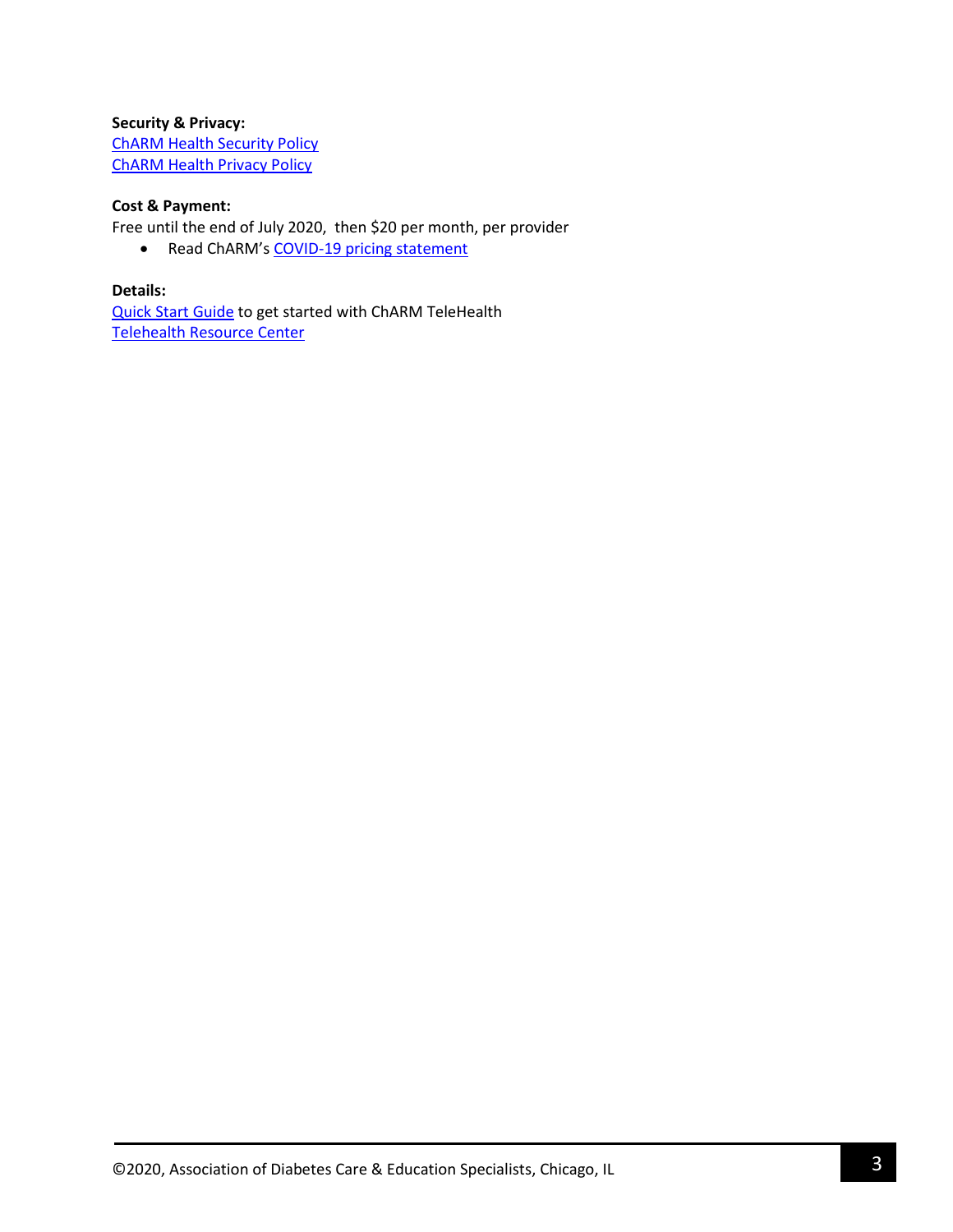**Security & Privacy:**
ChARM Health Security Policy
ChARM Health Privacy Policy

**Cost & Payment:**
Free until the end of July 2020,  then $20 per month, per provider

- Read ChARM's COVID-19 pricing statement

**Details:**
Quick Start Guide to get started with ChARM TeleHealth
Telehealth Resource Center

©2020, Association of Diabetes Care & Education Specialists, Chicago, IL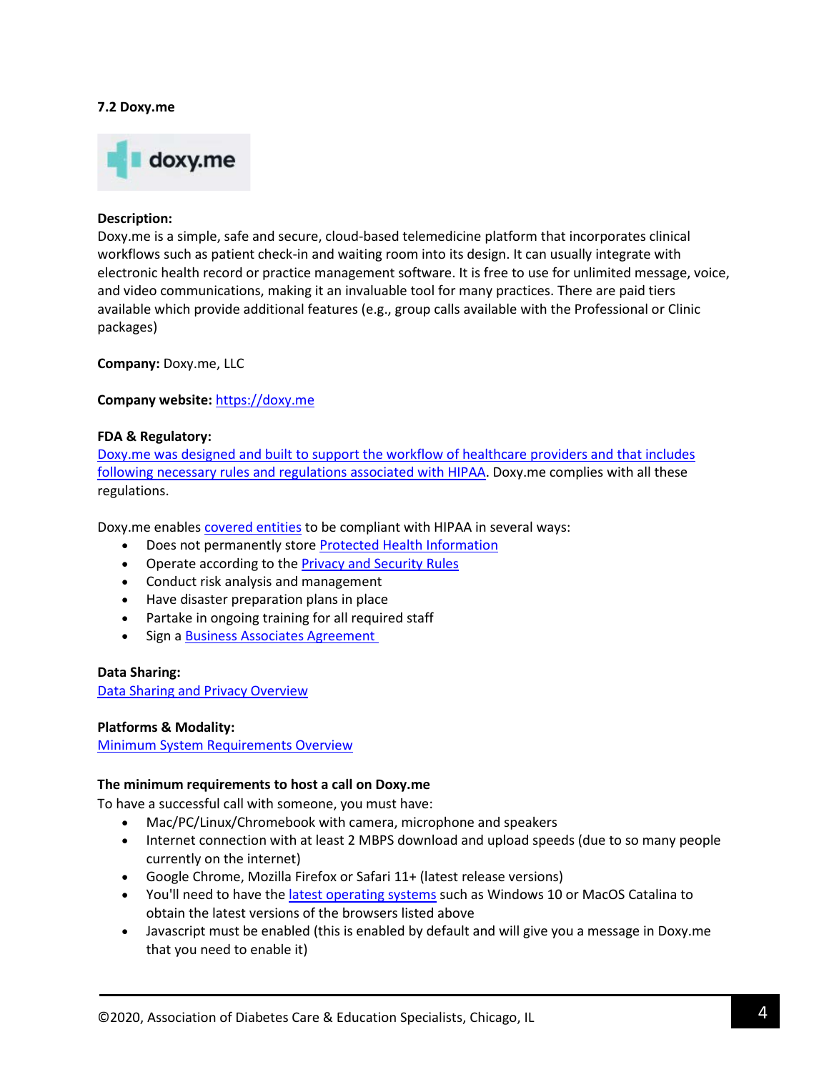### 7.2 Doxy.me

**Description:**
Doxy.me is a simple, safe and secure, cloud-based telemedicine platform that incorporates clinical workflows such as patient check-in and waiting room into its design. It can usually integrate with electronic health record or practice management software. It is free to use for unlimited message, voice, and video communications, making it an invaluable tool for many practices. There are paid tiers available which provide additional features (e.g., group calls available with the Professional or Clinic packages)

**Company:** Doxy.me, LLC

**Company website:** https://doxy.me

**FDA & Regulatory:**
Doxy.me was designed and built to support the workflow of healthcare providers and that includes following necessary rules and regulations associated with HIPAA. Doxy.me complies with all these regulations.

Doxy.me enables covered entities to be compliant with HIPAA in several ways:

- Does not permanently store Protected Health Information
- Operate according to the Privacy and Security Rules
- Conduct risk analysis and management
- Have disaster preparation plans in place
- Partake in ongoing training for all required staff
- Sign a Business Associates Agreement

**Data Sharing:**
Data Sharing and Privacy Overview

**Platforms & Modality:**
Minimum System Requirements Overview

**The minimum requirements to host a call on Doxy.me**
To have a successful call with someone, you must have:

- Mac/PC/Linux/Chromebook with camera, microphone and speakers
- Internet connection with at least 2 MBPS download and upload speeds (due to so many people currently on the internet)
- Google Chrome, Mozilla Firefox or Safari 11+ (latest release versions)
- You'll need to have the latest operating systems such as Windows 10 or MacOS Catalina to obtain the latest versions of the browsers listed above
- Javascript must be enabled (this is enabled by default and will give you a message in Doxy.me that you need to enable it)

©2020, Association of Diabetes Care & Education Specialists, Chicago, IL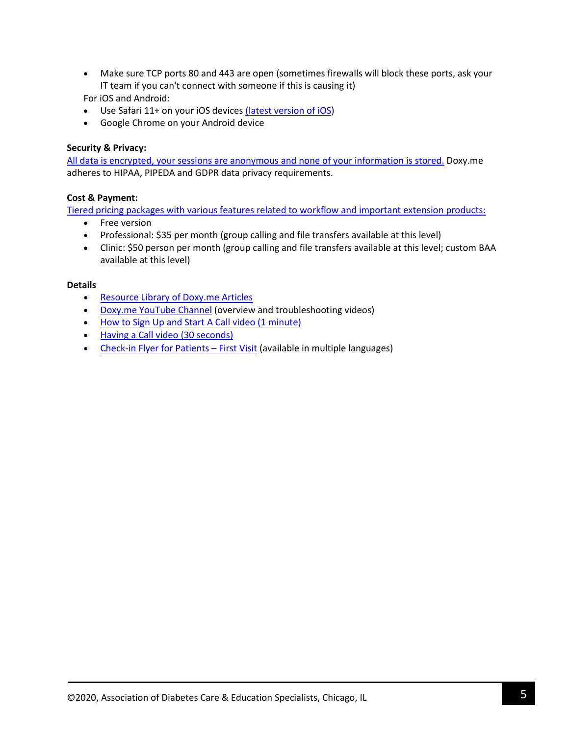- Make sure TCP ports 80 and 443 are open (sometimes firewalls will block these ports, ask your IT team if you can't connect with someone if this is causing it)

For iOS and Android:

- Use Safari 11+ on your iOS devices (latest version of iOS)
- Google Chrome on your Android device

**Security & Privacy:**

All data is encrypted, your sessions are anonymous and none of your information is stored. Doxy.me adheres to HIPAA, PIPEDA and GDPR data privacy requirements.

**Cost & Payment:**

Tiered pricing packages with various features related to workflow and important extension products:

- Free version
- Professional: $35 per month (group calling and file transfers available at this level)
- Clinic: $50 person per month (group calling and file transfers available at this level; custom BAA available at this level)

**Details**

- Resource Library of Doxy.me Articles
- Doxy.me YouTube Channel (overview and troubleshooting videos)
- How to Sign Up and Start A Call video (1 minute)
- Having a Call video (30 seconds)
- Check-in Flyer for Patients – First Visit (available in multiple languages)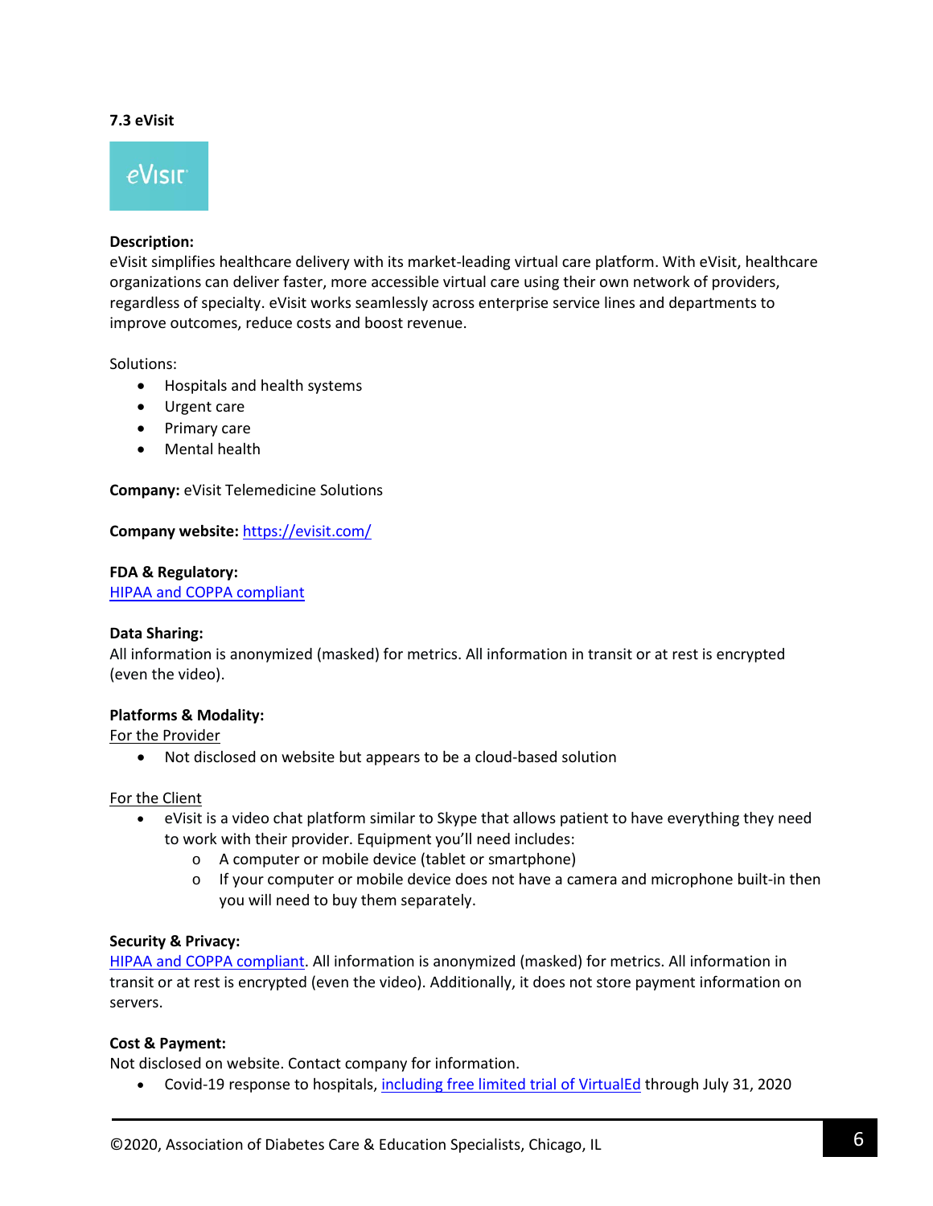### 7.3 eVisit

**Description:**
eVisit simplifies healthcare delivery with its market-leading virtual care platform. With eVisit, healthcare organizations can deliver faster, more accessible virtual care using their own network of providers, regardless of specialty. eVisit works seamlessly across enterprise service lines and departments to improve outcomes, reduce costs and boost revenue.

Solutions:

- Hospitals and health systems
- Urgent care
- Primary care
- Mental health

**Company:** eVisit Telemedicine Solutions

**Company website:** https://evisit.com/

**FDA & Regulatory:**
HIPAA and COPPA compliant

**Data Sharing:**
All information is anonymized (masked) for metrics. All information in transit or at rest is encrypted (even the video).

**Platforms & Modality:**
For the Provider

- Not disclosed on website but appears to be a cloud-based solution

For the Client

- eVisit is a video chat platform similar to Skype that allows patient to have everything they need to work with their provider. Equipment you'll need includes:
  - A computer or mobile device (tablet or smartphone)
  - If your computer or mobile device does not have a camera and microphone built-in then you will need to buy them separately.

**Security & Privacy:**
HIPAA and COPPA compliant. All information is anonymized (masked) for metrics. All information in transit or at rest is encrypted (even the video). Additionally, it does not store payment information on servers.

**Cost & Payment:**
Not disclosed on website. Contact company for information.

- Covid-19 response to hospitals, including free limited trial of VirtualEd through July 31, 2020

©2020, Association of Diabetes Care & Education Specialists, Chicago, IL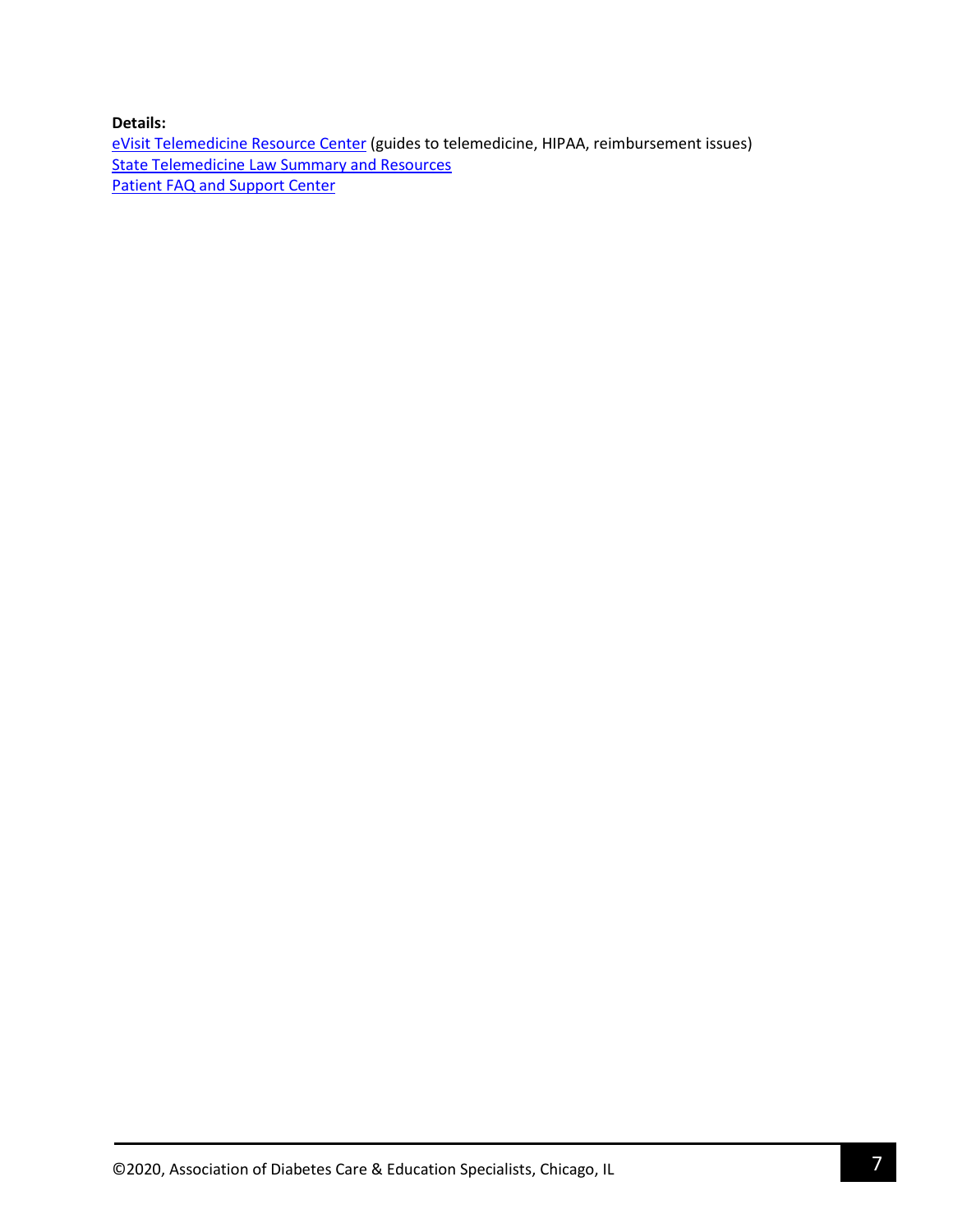**Details:**

eVisit Telemedicine Resource Center (guides to telemedicine, HIPAA, reimbursement issues)
State Telemedicine Law Summary and Resources
Patient FAQ and Support Center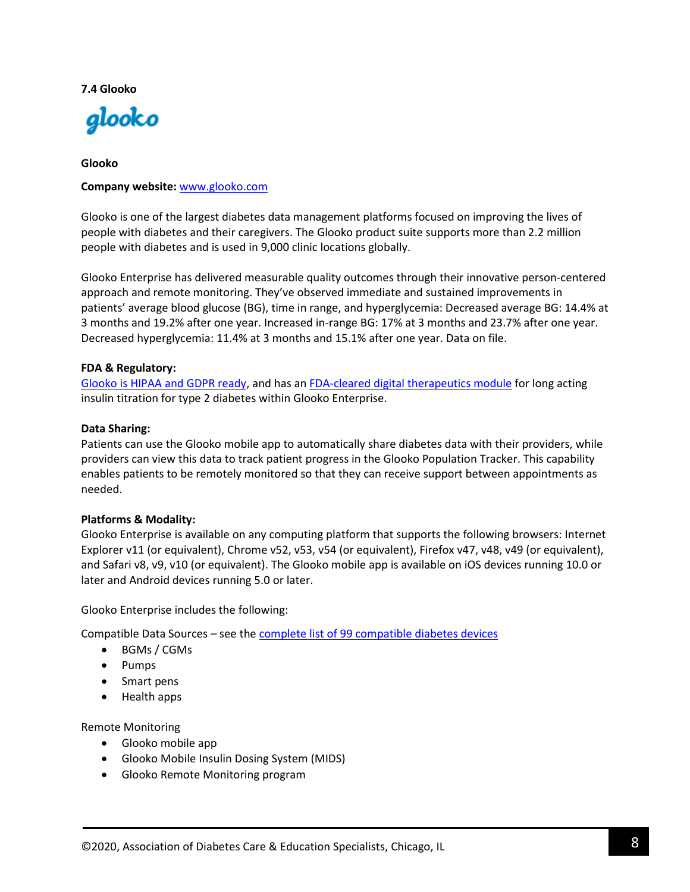### 7.4 Glooko

**Glooko**

**Company website:** [www.glooko.com](www.glooko.com)

Glooko is one of the largest diabetes data management platforms focused on improving the lives of people with diabetes and their caregivers. The Glooko product suite supports more than 2.2 million people with diabetes and is used in 9,000 clinic locations globally.

Glooko Enterprise has delivered measurable quality outcomes through their innovative person-centered approach and remote monitoring. They've observed immediate and sustained improvements in patients' average blood glucose (BG), time in range, and hyperglycemia: Decreased average BG: 14.4% at 3 months and 19.2% after one year. Increased in-range BG: 17% at 3 months and 23.7% after one year. Decreased hyperglycemia: 11.4% at 3 months and 15.1% after one year. Data on file.

**FDA & Regulatory:**
Glooko is HIPAA and GDPR ready, and has an FDA-cleared digital therapeutics module for long acting insulin titration for type 2 diabetes within Glooko Enterprise.

**Data Sharing:**
Patients can use the Glooko mobile app to automatically share diabetes data with their providers, while providers can view this data to track patient progress in the Glooko Population Tracker. This capability enables patients to be remotely monitored so that they can receive support between appointments as needed.

**Platforms & Modality:**
Glooko Enterprise is available on any computing platform that supports the following browsers: Internet Explorer v11 (or equivalent), Chrome v52, v53, v54 (or equivalent), Firefox v47, v48, v49 (or equivalent), and Safari v8, v9, v10 (or equivalent). The Glooko mobile app is available on iOS devices running 10.0 or later and Android devices running 5.0 or later.

Glooko Enterprise includes the following:

Compatible Data Sources – see the complete list of 99 compatible diabetes devices

- BGMs / CGMs
- Pumps
- Smart pens
- Health apps

Remote Monitoring

- Glooko mobile app
- Glooko Mobile Insulin Dosing System (MIDS)
- Glooko Remote Monitoring program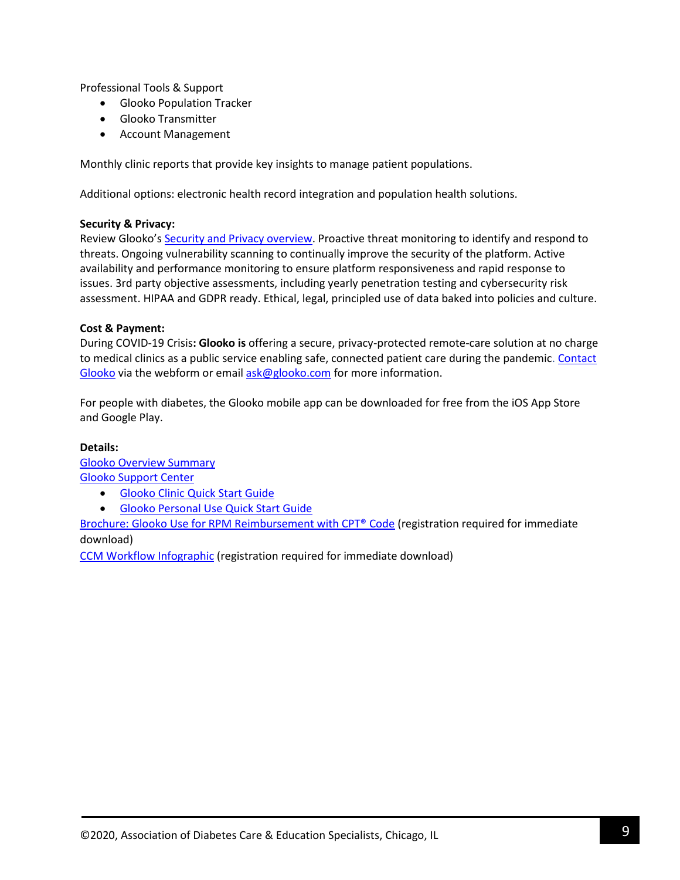Professional Tools & Support

- Glooko Population Tracker
- Glooko Transmitter
- Account Management

Monthly clinic reports that provide key insights to manage patient populations.

Additional options: electronic health record integration and population health solutions.

**Security & Privacy:**
Review Glooko's Security and Privacy overview. Proactive threat monitoring to identify and respond to threats. Ongoing vulnerability scanning to continually improve the security of the platform. Active availability and performance monitoring to ensure platform responsiveness and rapid response to issues. 3rd party objective assessments, including yearly penetration testing and cybersecurity risk assessment. HIPAA and GDPR ready. Ethical, legal, principled use of data baked into policies and culture.

**Cost & Payment:**
During COVID-19 Crisis**: Glooko is** offering a secure, privacy-protected remote-care solution at no charge to medical clinics as a public service enabling safe, connected patient care during the pandemic. Contact Glooko via the webform or email ask@glooko.com for more information.

For people with diabetes, the Glooko mobile app can be downloaded for free from the iOS App Store and Google Play.

**Details:**
Glooko Overview Summary
Glooko Support Center

- Glooko Clinic Quick Start Guide
- Glooko Personal Use Quick Start Guide

Brochure: Glooko Use for RPM Reimbursement with CPT® Code (registration required for immediate download)
CCM Workflow Infographic (registration required for immediate download)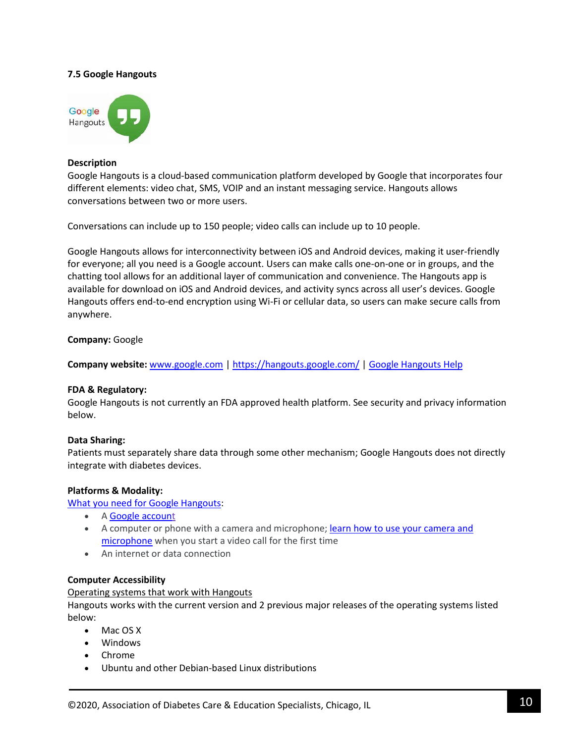### 7.5 Google Hangouts

**Description**
Google Hangouts is a cloud-based communication platform developed by Google that incorporates four different elements: video chat, SMS, VOIP and an instant messaging service. Hangouts allows conversations between two or more users.

Conversations can include up to 150 people; video calls can include up to 10 people.

Google Hangouts allows for interconnectivity between iOS and Android devices, making it user-friendly for everyone; all you need is a Google account. Users can make calls one-on-one or in groups, and the chatting tool allows for an additional layer of communication and convenience. The Hangouts app is available for download on iOS and Android devices, and activity syncs across all user's devices. Google Hangouts offers end-to-end encryption using Wi-Fi or cellular data, so users can make secure calls from anywhere.

**Company:** Google

**Company website:** www.google.com | https://hangouts.google.com/ | Google Hangouts Help

**FDA & Regulatory:**
Google Hangouts is not currently an FDA approved health platform. See security and privacy information below.

**Data Sharing:**
Patients must separately share data through some other mechanism; Google Hangouts does not directly integrate with diabetes devices.

**Platforms & Modality:**
What you need for Google Hangouts:

- A Google account
- A computer or phone with a camera and microphone; learn how to use your camera and microphone when you start a video call for the first time
- An internet or data connection

**Computer Accessibility**
Operating systems that work with Hangouts
Hangouts works with the current version and 2 previous major releases of the operating systems listed below:

- Mac OS X
- Windows
- Chrome
- Ubuntu and other Debian-based Linux distributions

©2020, Association of Diabetes Care & Education Specialists, Chicago, IL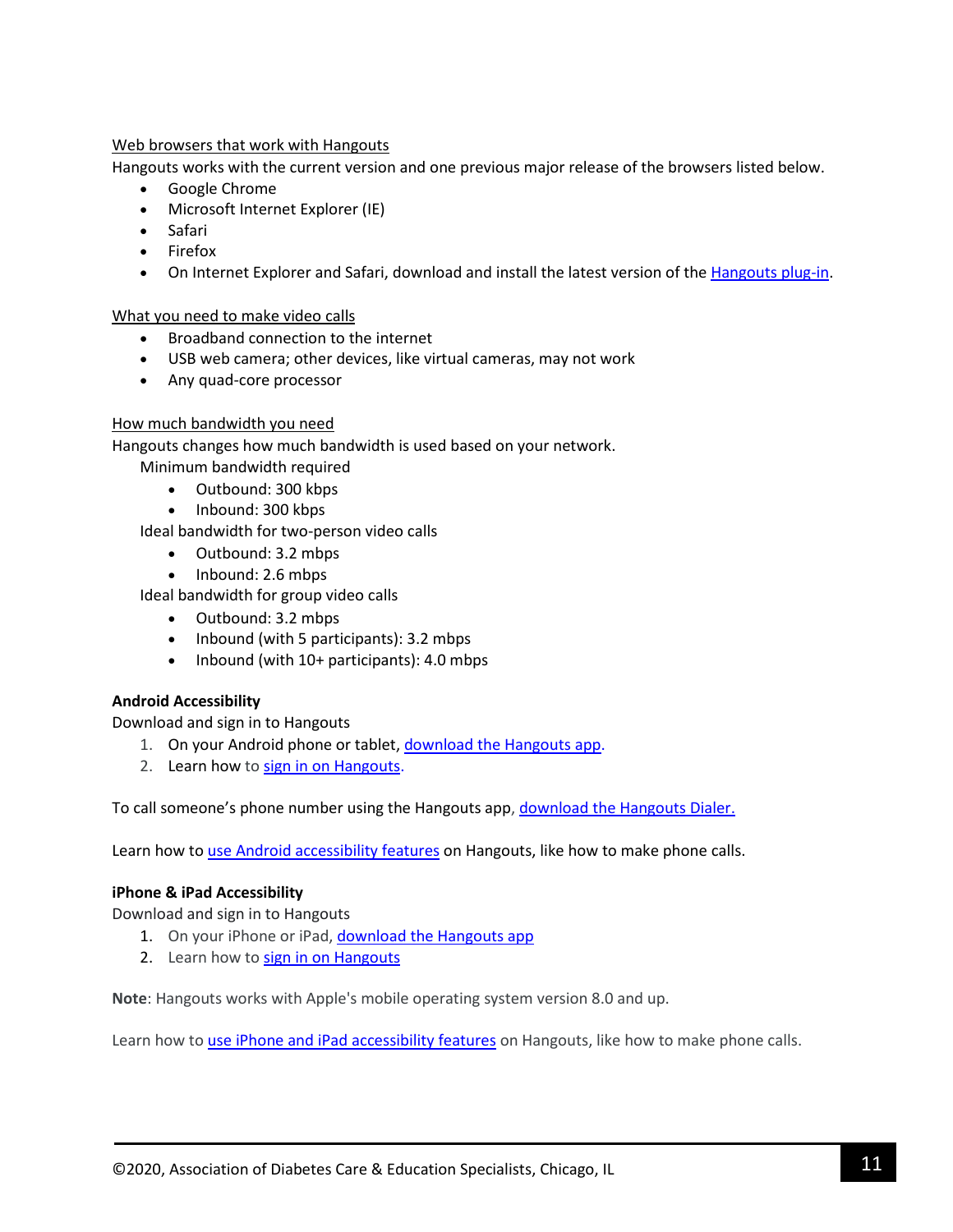<u>Web browsers that work with Hangouts</u>

Hangouts works with the current version and one previous major release of the browsers listed below.

- Google Chrome
- Microsoft Internet Explorer (IE)
- Safari
- Firefox
- On Internet Explorer and Safari, download and install the latest version of the Hangouts plug-in.

<u>What you need to make video calls</u>

- Broadband connection to the internet
- USB web camera; other devices, like virtual cameras, may not work
- Any quad-core processor

<u>How much bandwidth you need</u>

Hangouts changes how much bandwidth is used based on your network.

Minimum bandwidth required

- Outbound: 300 kbps
- Inbound: 300 kbps

Ideal bandwidth for two-person video calls

- Outbound: 3.2 mbps
- Inbound: 2.6 mbps

Ideal bandwidth for group video calls

- Outbound: 3.2 mbps
- Inbound (with 5 participants): 3.2 mbps
- Inbound (with 10+ participants): 4.0 mbps

**Android Accessibility**

Download and sign in to Hangouts

1. On your Android phone or tablet, download the Hangouts app.
2. Learn how to sign in on Hangouts.

To call someone's phone number using the Hangouts app, download the Hangouts Dialer.

Learn how to use Android accessibility features on Hangouts, like how to make phone calls.

**iPhone & iPad Accessibility**

Download and sign in to Hangouts

1. On your iPhone or iPad, download the Hangouts app
2. Learn how to sign in on Hangouts

**Note**: Hangouts works with Apple's mobile operating system version 8.0 and up.

Learn how to use iPhone and iPad accessibility features on Hangouts, like how to make phone calls.

©2020, Association of Diabetes Care & Education Specialists, Chicago, IL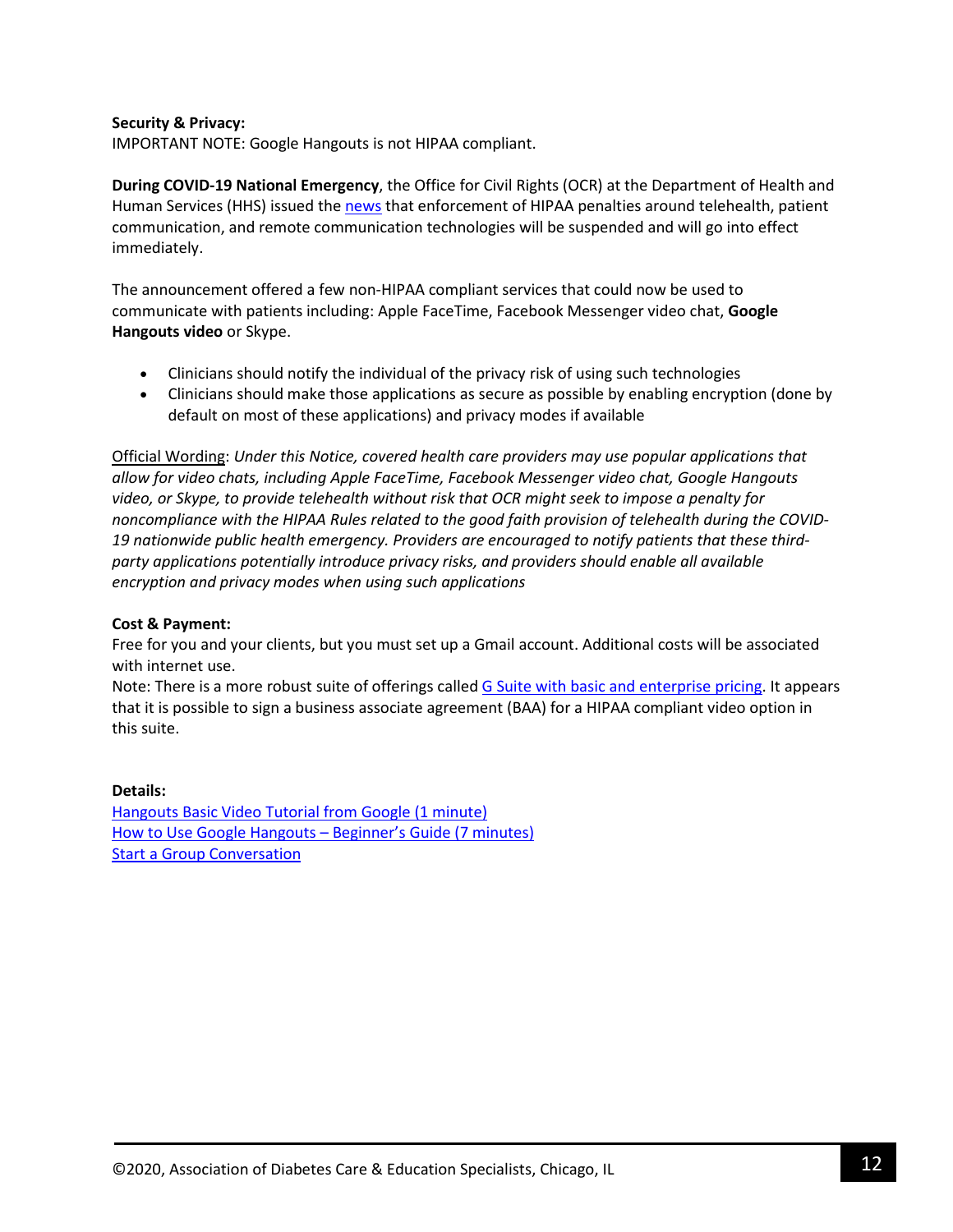**Security & Privacy:**
IMPORTANT NOTE: Google Hangouts is not HIPAA compliant.

**During COVID-19 National Emergency**, the Office for Civil Rights (OCR) at the Department of Health and Human Services (HHS) issued the news that enforcement of HIPAA penalties around telehealth, patient communication, and remote communication technologies will be suspended and will go into effect immediately.

The announcement offered a few non-HIPAA compliant services that could now be used to communicate with patients including: Apple FaceTime, Facebook Messenger video chat, **Google Hangouts video** or Skype.

- Clinicians should notify the individual of the privacy risk of using such technologies
- Clinicians should make those applications as secure as possible by enabling encryption (done by default on most of these applications) and privacy modes if available

Official Wording: *Under this Notice, covered health care providers may use popular applications that allow for video chats, including Apple FaceTime, Facebook Messenger video chat, Google Hangouts video, or Skype, to provide telehealth without risk that OCR might seek to impose a penalty for noncompliance with the HIPAA Rules related to the good faith provision of telehealth during the COVID-19 nationwide public health emergency. Providers are encouraged to notify patients that these third-party applications potentially introduce privacy risks, and providers should enable all available encryption and privacy modes when using such applications*

**Cost & Payment:**
Free for you and your clients, but you must set up a Gmail account. Additional costs will be associated with internet use.
Note: There is a more robust suite of offerings called G Suite with basic and enterprise pricing. It appears that it is possible to sign a business associate agreement (BAA) for a HIPAA compliant video option in this suite.

**Details:**
Hangouts Basic Video Tutorial from Google (1 minute)
How to Use Google Hangouts – Beginner's Guide (7 minutes)
Start a Group Conversation

©2020, Association of Diabetes Care & Education Specialists, Chicago, IL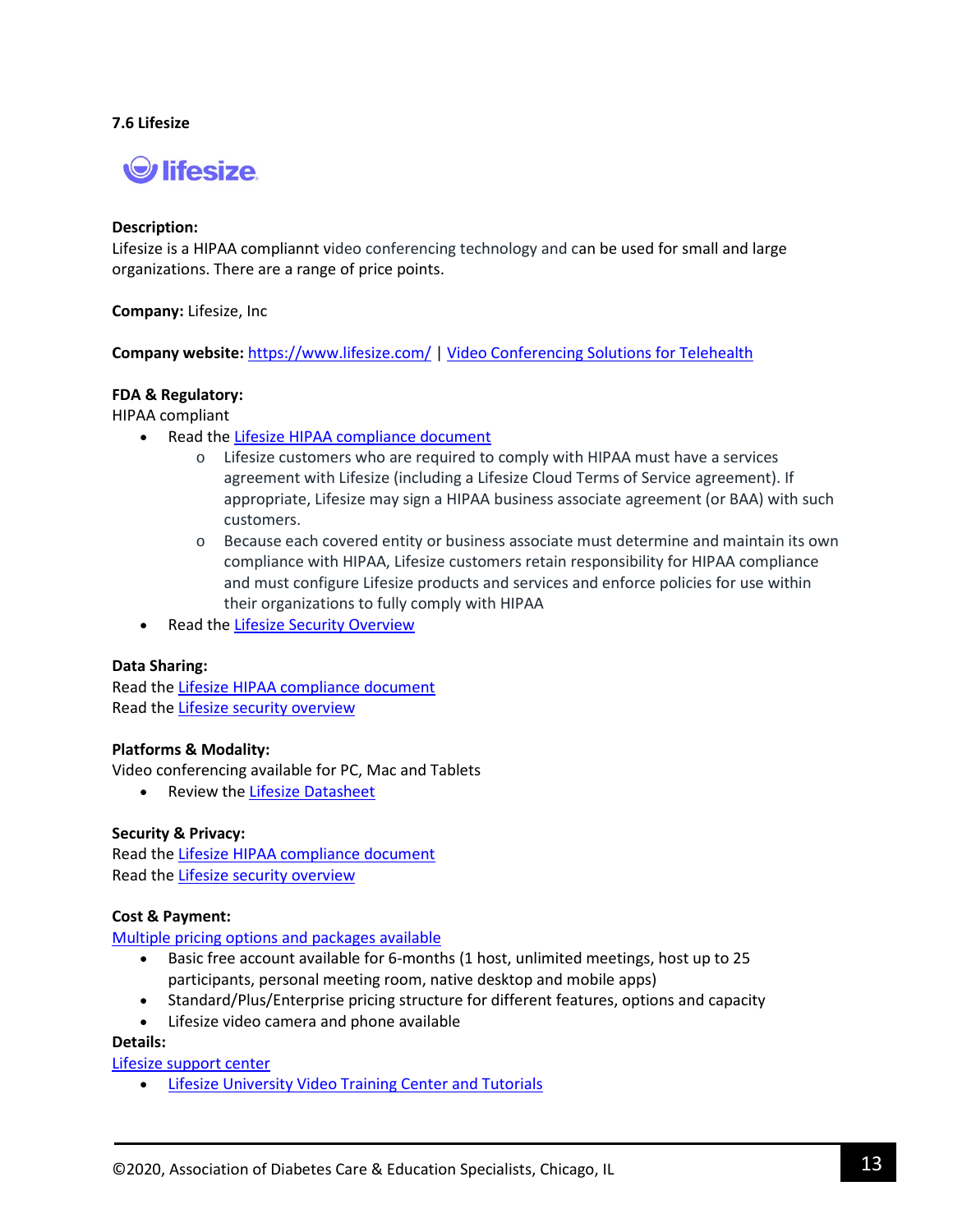### 7.6 Lifesize

**Description:**
Lifesize is a HIPAA complaint video conferencing technology and can be used for small and large organizations. There are a range of price points.

**Company:** Lifesize, Inc

**Company website:** https://www.lifesize.com/ | Video Conferencing Solutions for Telehealth

**FDA & Regulatory:**
HIPAA compliant

- Read the Lifesize HIPAA compliance document
  - Lifesize customers who are required to comply with HIPAA must have a services agreement with Lifesize (including a Lifesize Cloud Terms of Service agreement). If appropriate, Lifesize may sign a HIPAA business associate agreement (or BAA) with such customers.
  - Because each covered entity or business associate must determine and maintain its own compliance with HIPAA, Lifesize customers retain responsibility for HIPAA compliance and must configure Lifesize products and services and enforce policies for use within their organizations to fully comply with HIPAA
- Read the Lifesize Security Overview

**Data Sharing:**
Read the Lifesize HIPAA compliance document
Read the Lifesize security overview

**Platforms & Modality:**
Video conferencing available for PC, Mac and Tablets

- Review the Lifesize Datasheet

**Security & Privacy:**
Read the Lifesize HIPAA compliance document
Read the Lifesize security overview

**Cost & Payment:**
Multiple pricing options and packages available

- Basic free account available for 6-months (1 host, unlimited meetings, host up to 25 participants, personal meeting room, native desktop and mobile apps)
- Standard/Plus/Enterprise pricing structure for different features, options and capacity
- Lifesize video camera and phone available

**Details:**
Lifesize support center

- Lifesize University Video Training Center and Tutorials

©2020, Association of Diabetes Care & Education Specialists, Chicago, IL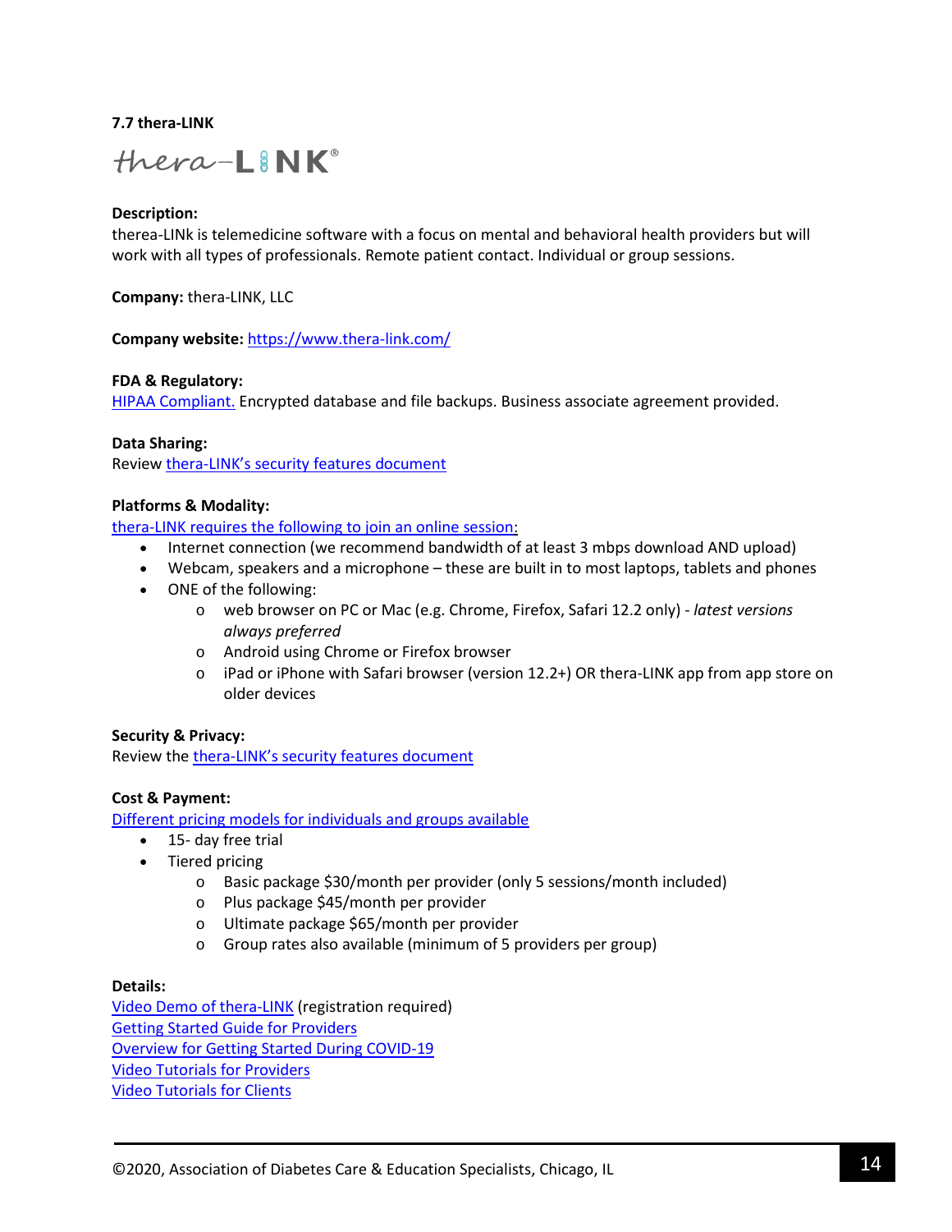### 7.7 thera-LINK

thera-LINK®

**Description:**
therea-LINk is telemedicine software with a focus on mental and behavioral health providers but will work with all types of professionals. Remote patient contact. Individual or group sessions.

**Company:** thera-LINK, LLC

**Company website:** https://www.thera-link.com/

**FDA & Regulatory:**
HIPAA Compliant. Encrypted database and file backups. Business associate agreement provided.

**Data Sharing:**
Review thera-LINK's security features document

**Platforms & Modality:**
thera-LINK requires the following to join an online session:

- Internet connection (we recommend bandwidth of at least 3 mbps download AND upload)
- Webcam, speakers and a microphone – these are built in to most laptops, tablets and phones
- ONE of the following:
  - web browser on PC or Mac (e.g. Chrome, Firefox, Safari 12.2 only) - *latest versions always preferred*
  - Android using Chrome or Firefox browser
  - iPad or iPhone with Safari browser (version 12.2+) OR thera-LINK app from app store on older devices

**Security & Privacy:**
Review the thera-LINK's security features document

**Cost & Payment:**
Different pricing models for individuals and groups available

- 15- day free trial
- Tiered pricing
  - Basic package $30/month per provider (only 5 sessions/month included)
  - Plus package $45/month per provider
  - Ultimate package $65/month per provider
  - Group rates also available (minimum of 5 providers per group)

**Details:**
Video Demo of thera-LINK (registration required)
Getting Started Guide for Providers
Overview for Getting Started During COVID-19
Video Tutorials for Providers
Video Tutorials for Clients

©2020, Association of Diabetes Care & Education Specialists, Chicago, IL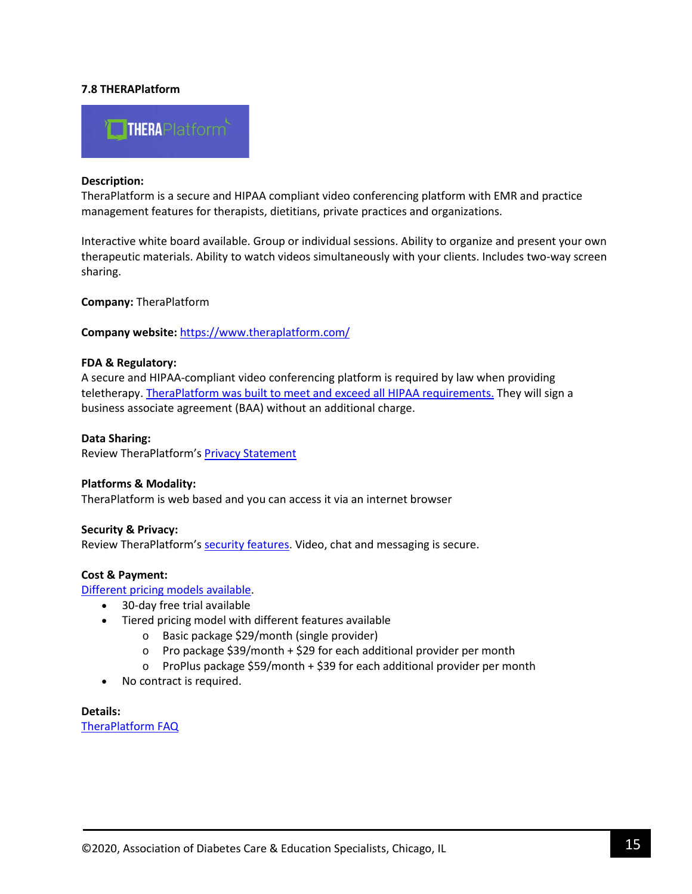### 7.8 THERAPlatform

**Description:**
TheraPlatform is a secure and HIPAA compliant video conferencing platform with EMR and practice management features for therapists, dietitians, private practices and organizations.

Interactive white board available. Group or individual sessions. Ability to organize and present your own therapeutic materials. Ability to watch videos simultaneously with your clients. Includes two-way screen sharing.

**Company:** TheraPlatform

**Company website:** https://www.theraplatform.com/

**FDA & Regulatory:**
A secure and HIPAA-compliant video conferencing platform is required by law when providing teletherapy. TheraPlatform was built to meet and exceed all HIPAA requirements. They will sign a business associate agreement (BAA) without an additional charge.

**Data Sharing:**
Review TheraPlatform's Privacy Statement

**Platforms & Modality:**
TheraPlatform is web based and you can access it via an internet browser

**Security & Privacy:**
Review TheraPlatform's security features. Video, chat and messaging is secure.

**Cost & Payment:**
Different pricing models available.

- 30-day free trial available
- Tiered pricing model with different features available
  - Basic package $29/month (single provider)
  - Pro package $39/month + $29 for each additional provider per month
  - ProPlus package $59/month + $39 for each additional provider per month
- No contract is required.

**Details:**
TheraPlatform FAQ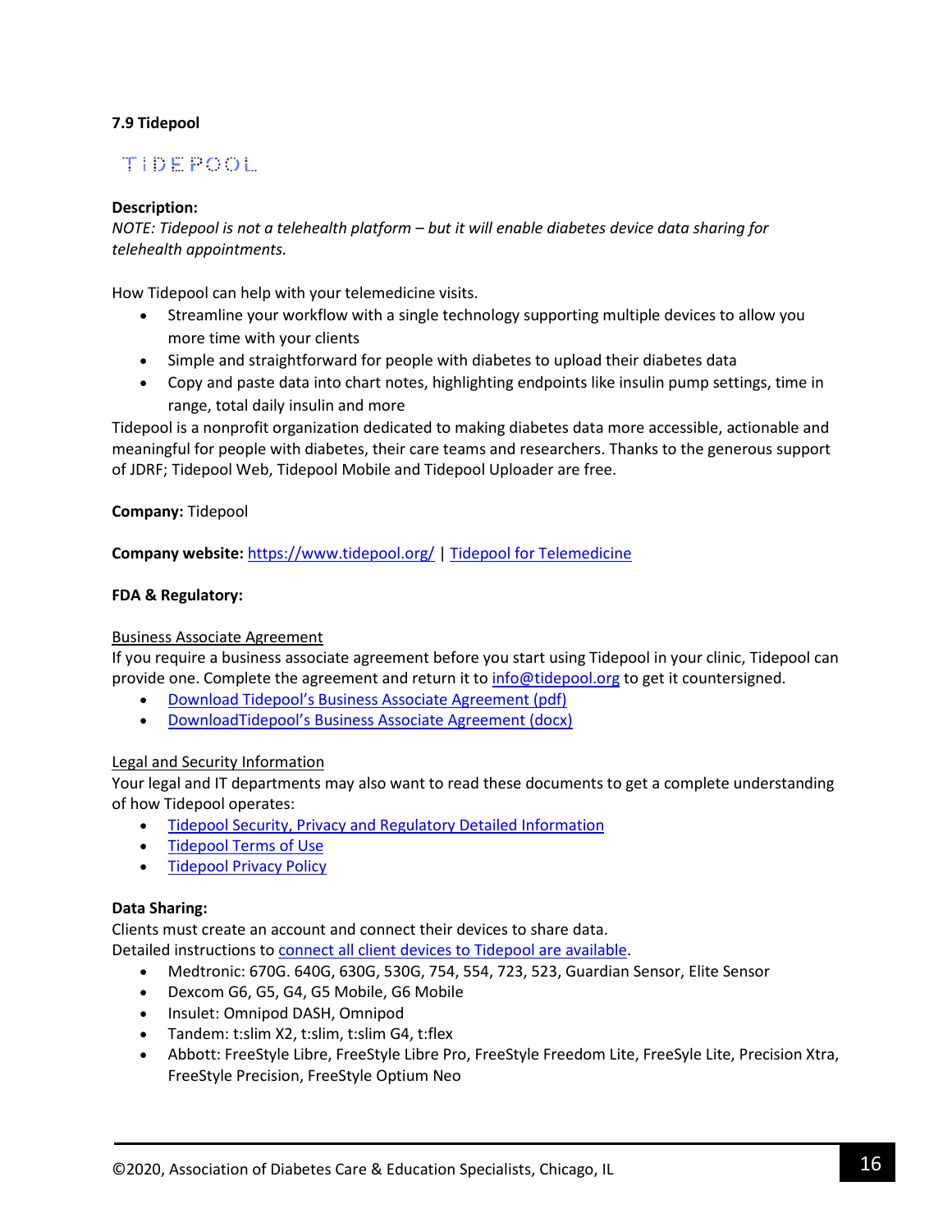**7.9 Tidepool**

TIDEPOOL

**Description:**
*NOTE: Tidepool is not a telehealth platform – but it will enable diabetes device data sharing for telehealth appointments.*

How Tidepool can help with your telemedicine visits.

- Streamline your workflow with a single technology supporting multiple devices to allow you more time with your clients
- Simple and straightforward for people with diabetes to upload their diabetes data
- Copy and paste data into chart notes, highlighting endpoints like insulin pump settings, time in range, total daily insulin and more

Tidepool is a nonprofit organization dedicated to making diabetes data more accessible, actionable and meaningful for people with diabetes, their care teams and researchers. Thanks to the generous support of JDRF; Tidepool Web, Tidepool Mobile and Tidepool Uploader are free.

**Company:** Tidepool

**Company website:** https://www.tidepool.org/ | Tidepool for Telemedicine

**FDA & Regulatory:**

Business Associate Agreement
If you require a business associate agreement before you start using Tidepool in your clinic, Tidepool can provide one. Complete the agreement and return it to info@tidepool.org to get it countersigned.

- Download Tidepool's Business Associate Agreement (pdf)
- DownloadTidepool's Business Associate Agreement (docx)

Legal and Security Information
Your legal and IT departments may also want to read these documents to get a complete understanding of how Tidepool operates:

- Tidepool Security, Privacy and Regulatory Detailed Information
- Tidepool Terms of Use
- Tidepool Privacy Policy

**Data Sharing:**
Clients must create an account and connect their devices to share data.
Detailed instructions to connect all client devices to Tidepool are available.

- Medtronic: 670G. 640G, 630G, 530G, 754, 554, 723, 523, Guardian Sensor, Elite Sensor
- Dexcom G6, G5, G4, G5 Mobile, G6 Mobile
- Insulet: Omnipod DASH, Omnipod
- Tandem: t:slim X2, t:slim, t:slim G4, t:flex
- Abbott: FreeStyle Libre, FreeStyle Libre Pro, FreeStyle Freedom Lite, FreeSyle Lite, Precision Xtra, FreeStyle Precision, FreeStyle Optium Neo

©2020, Association of Diabetes Care & Education Specialists, Chicago, IL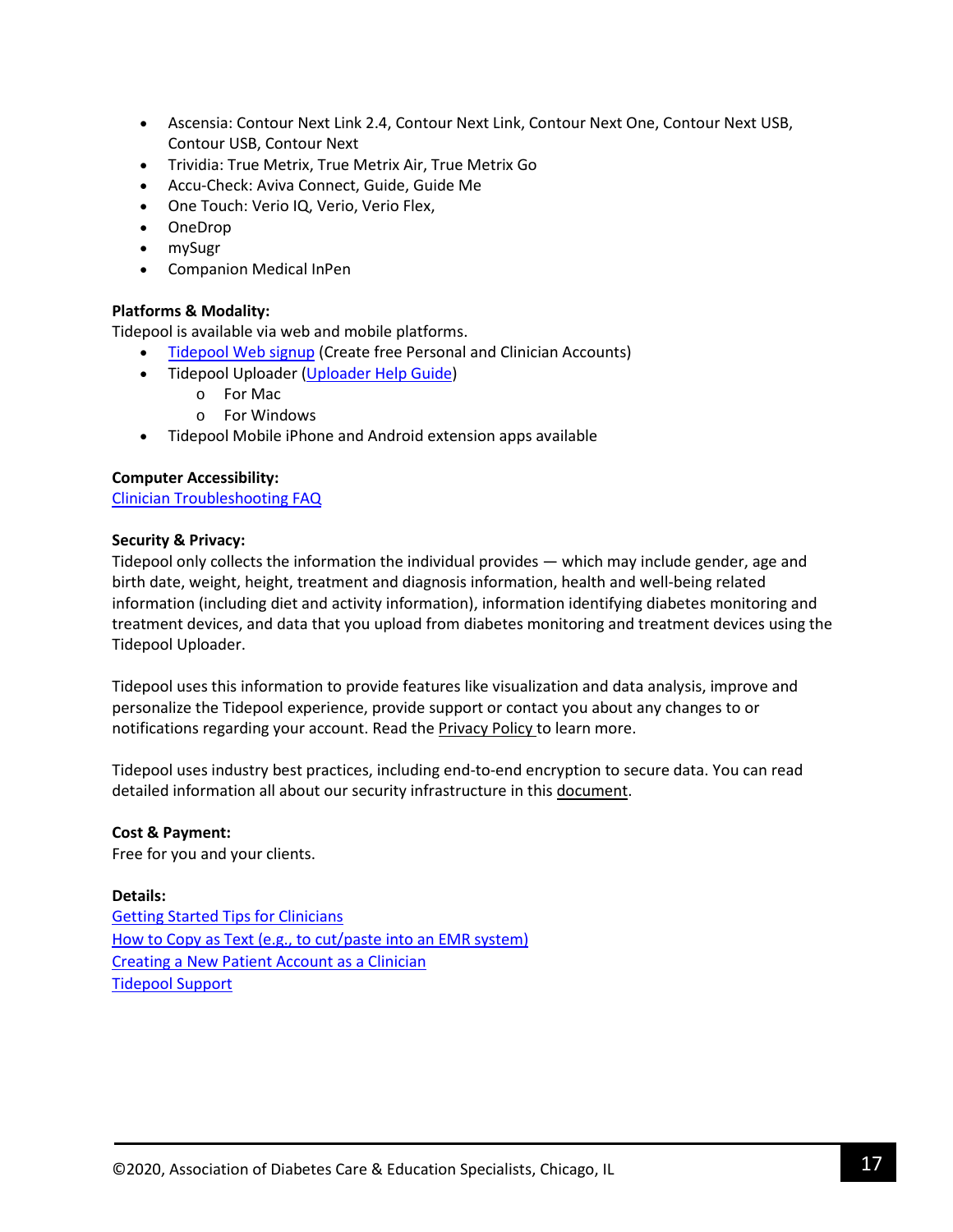- Ascensia: Contour Next Link 2.4, Contour Next Link, Contour Next One, Contour Next USB, Contour USB, Contour Next
- Trividia: True Metrix, True Metrix Air, True Metrix Go
- Accu-Check: Aviva Connect, Guide, Guide Me
- One Touch: Verio IQ, Verio, Verio Flex,
- OneDrop
- mySugr
- Companion Medical InPen

**Platforms & Modality:**

Tidepool is available via web and mobile platforms.

- Tidepool Web signup (Create free Personal and Clinician Accounts)
- Tidepool Uploader (Uploader Help Guide)
  - For Mac
  - For Windows
- Tidepool Mobile iPhone and Android extension apps available

**Computer Accessibility:**

Clinician Troubleshooting FAQ

**Security & Privacy:**

Tidepool only collects the information the individual provides — which may include gender, age and birth date, weight, height, treatment and diagnosis information, health and well-being related information (including diet and activity information), information identifying diabetes monitoring and treatment devices, and data that you upload from diabetes monitoring and treatment devices using the Tidepool Uploader.

Tidepool uses this information to provide features like visualization and data analysis, improve and personalize the Tidepool experience, provide support or contact you about any changes to or notifications regarding your account. Read the Privacy Policy to learn more.

Tidepool uses industry best practices, including end-to-end encryption to secure data. You can read detailed information all about our security infrastructure in this document.

**Cost & Payment:**

Free for you and your clients.

**Details:**

Getting Started Tips for Clinicians
How to Copy as Text (e.g., to cut/paste into an EMR system)
Creating a New Patient Account as a Clinician
Tidepool Support

©2020, Association of Diabetes Care & Education Specialists, Chicago, IL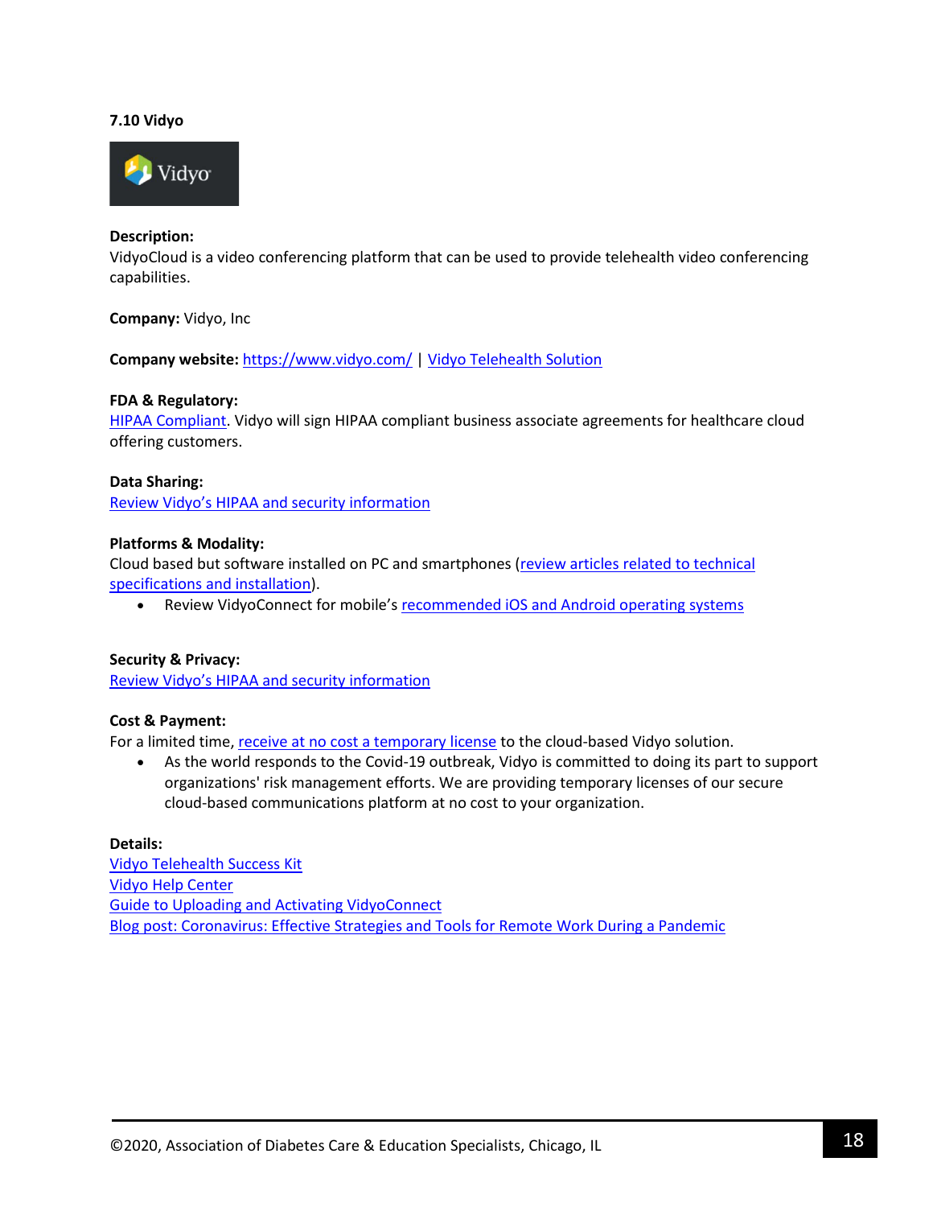### 7.10 Vidyo

**Description:**
VidyoCloud is a video conferencing platform that can be used to provide telehealth video conferencing capabilities.

**Company:** Vidyo, Inc

**Company website:** https://www.vidyo.com/ | Vidyo Telehealth Solution

**FDA & Regulatory:**
HIPAA Compliant. Vidyo will sign HIPAA compliant business associate agreements for healthcare cloud offering customers.

**Data Sharing:**
Review Vidyo's HIPAA and security information

**Platforms & Modality:**
Cloud based but software installed on PC and smartphones (review articles related to technical specifications and installation).

- Review VidyoConnect for mobile's recommended iOS and Android operating systems

**Security & Privacy:**
Review Vidyo's HIPAA and security information

**Cost & Payment:**
For a limited time, receive at no cost a temporary license to the cloud-based Vidyo solution.

- As the world responds to the Covid-19 outbreak, Vidyo is committed to doing its part to support organizations' risk management efforts. We are providing temporary licenses of our secure cloud-based communications platform at no cost to your organization.

**Details:**
Vidyo Telehealth Success Kit
Vidyo Help Center
Guide to Uploading and Activating VidyoConnect
Blog post: Coronavirus: Effective Strategies and Tools for Remote Work During a Pandemic

©2020, Association of Diabetes Care & Education Specialists, Chicago, IL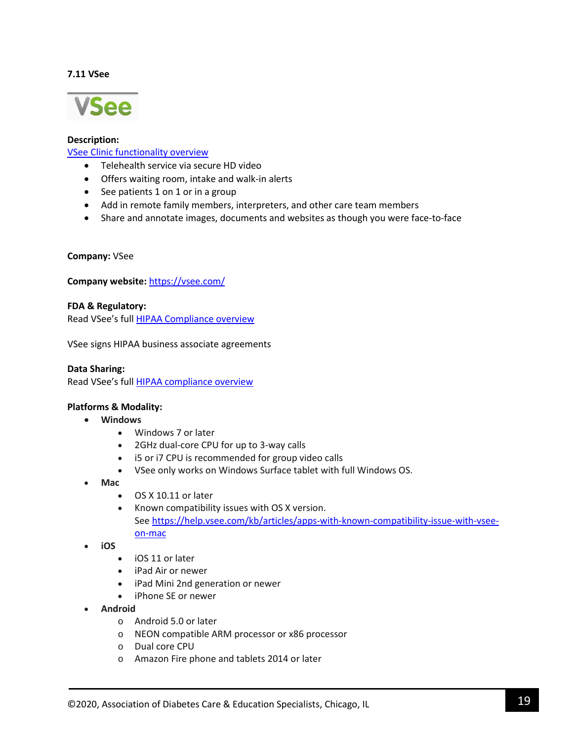### 7.11 VSee

**Description:**
VSee Clinic functionality overview

- Telehealth service via secure HD video
- Offers waiting room, intake and walk-in alerts
- See patients 1 on 1 or in a group
- Add in remote family members, interpreters, and other care team members
- Share and annotate images, documents and websites as though you were face-to-face

**Company:** VSee

**Company website:** https://vsee.com/

**FDA & Regulatory:**
Read VSee's full HIPAA Compliance overview

VSee signs HIPAA business associate agreements

**Data Sharing:**
Read VSee's full HIPAA compliance overview

**Platforms & Modality:**

- **Windows**
  - Windows 7 or later
  - 2GHz dual-core CPU for up to 3-way calls
  - i5 or i7 CPU is recommended for group video calls
  - VSee only works on Windows Surface tablet with full Windows OS.
- **Mac**
  - OS X 10.11 or later
  - Known compatibility issues with OS X version. See https://help.vsee.com/kb/articles/apps-with-known-compatibility-issue-with-vsee-on-mac
- **iOS**
  - iOS 11 or later
  - iPad Air or newer
  - iPad Mini 2nd generation or newer
  - iPhone SE or newer
- **Android**
  - Android 5.0 or later
  - NEON compatible ARM processor or x86 processor
  - Dual core CPU
  - Amazon Fire phone and tablets 2014 or later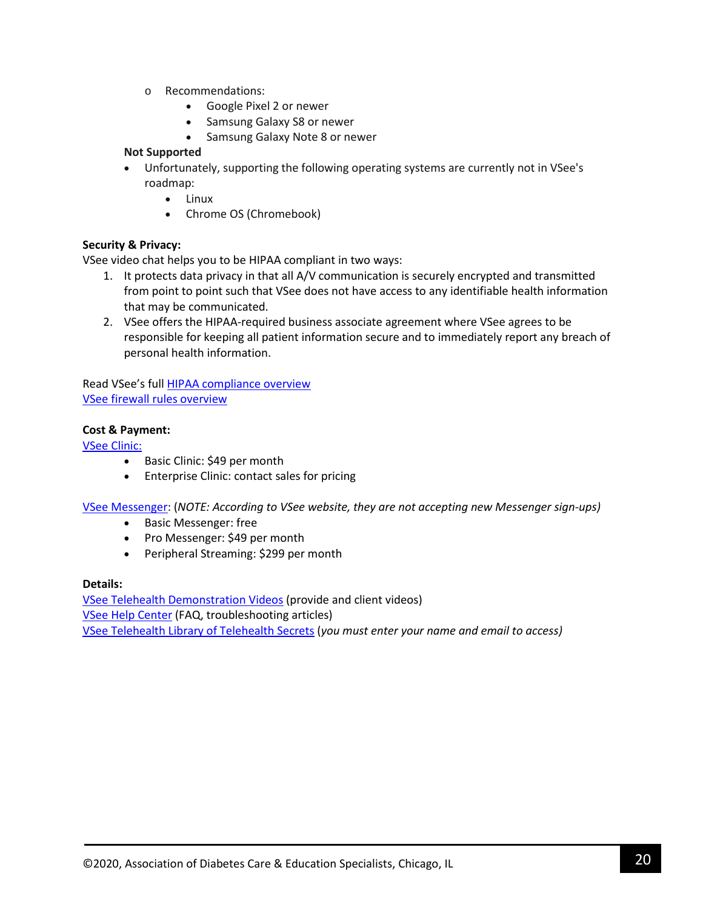- Recommendations:
  - Google Pixel 2 or newer
  - Samsung Galaxy S8 or newer
  - Samsung Galaxy Note 8 or newer

**Not Supported**

- Unfortunately, supporting the following operating systems are currently not in VSee's roadmap:
  - Linux
  - Chrome OS (Chromebook)

**Security & Privacy:**

VSee video chat helps you to be HIPAA compliant in two ways:

1. It protects data privacy in that all A/V communication is securely encrypted and transmitted from point to point such that VSee does not have access to any identifiable health information that may be communicated.
2. VSee offers the HIPAA-required business associate agreement where VSee agrees to be responsible for keeping all patient information secure and to immediately report any breach of personal health information.

Read VSee's full HIPAA compliance overview
VSee firewall rules overview

**Cost & Payment:**

VSee Clinic:

- Basic Clinic: $49 per month
- Enterprise Clinic: contact sales for pricing

VSee Messenger: (*NOTE: According to VSee website, they are not accepting new Messenger sign-ups)*

- Basic Messenger: free
- Pro Messenger: $49 per month
- Peripheral Streaming: $299 per month

**Details:**

VSee Telehealth Demonstration Videos (provide and client videos)
VSee Help Center (FAQ, troubleshooting articles)
VSee Telehealth Library of Telehealth Secrets (*you must enter your name and email to access)*

©2020, Association of Diabetes Care & Education Specialists, Chicago, IL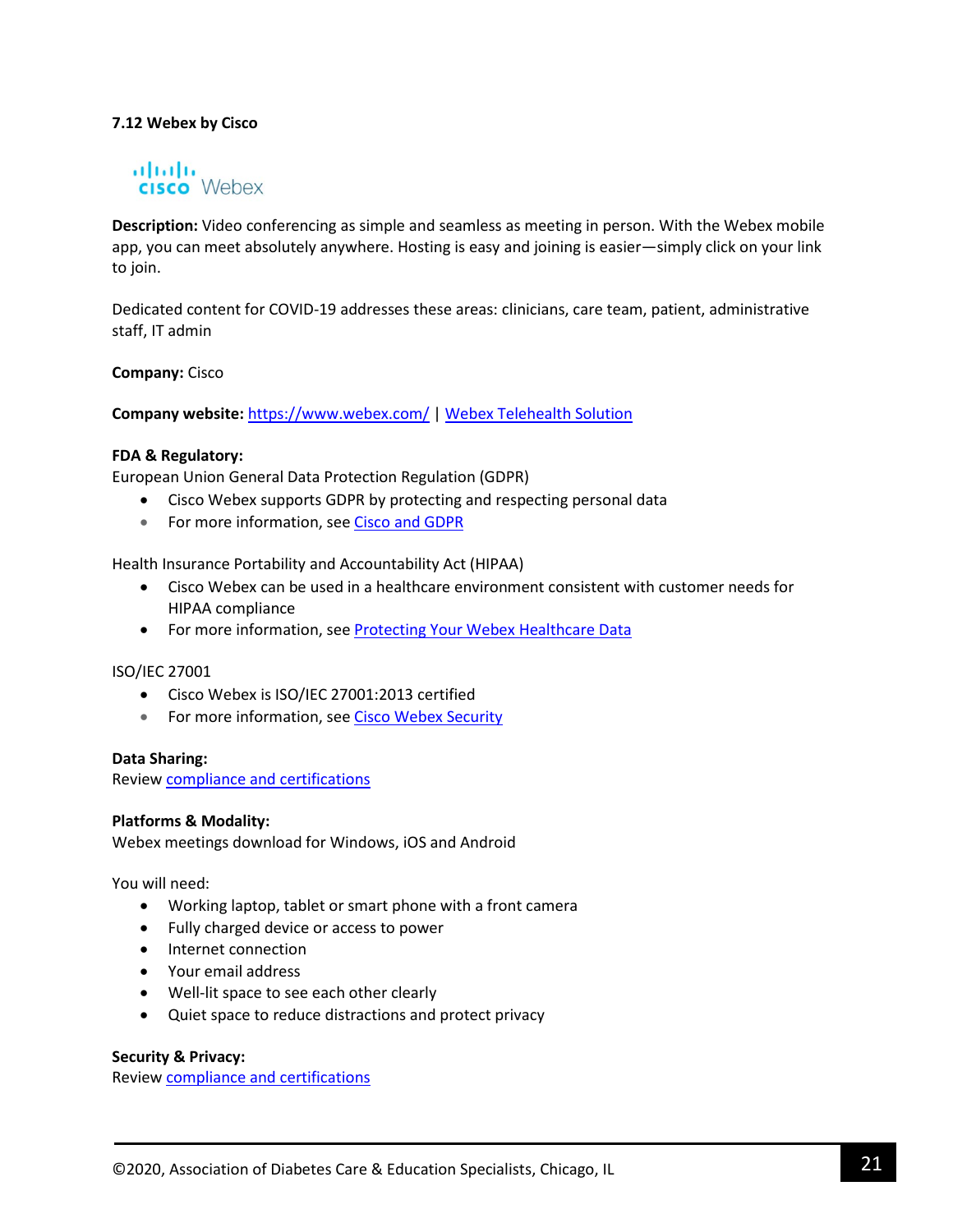### 7.12 Webex by Cisco

**Description:** Video conferencing as simple and seamless as meeting in person. With the Webex mobile app, you can meet absolutely anywhere. Hosting is easy and joining is easier—simply click on your link to join.

Dedicated content for COVID-19 addresses these areas: clinicians, care team, patient, administrative staff, IT admin

**Company:** Cisco

**Company website:** https://www.webex.com/ | Webex Telehealth Solution

**FDA & Regulatory:**
European Union General Data Protection Regulation (GDPR)

- Cisco Webex supports GDPR by protecting and respecting personal data
- For more information, see Cisco and GDPR

Health Insurance Portability and Accountability Act (HIPAA)

- Cisco Webex can be used in a healthcare environment consistent with customer needs for HIPAA compliance
- For more information, see Protecting Your Webex Healthcare Data

ISO/IEC 27001

- Cisco Webex is ISO/IEC 27001:2013 certified
- For more information, see Cisco Webex Security

**Data Sharing:**
Review compliance and certifications

**Platforms & Modality:**
Webex meetings download for Windows, iOS and Android

You will need:

- Working laptop, tablet or smart phone with a front camera
- Fully charged device or access to power
- Internet connection
- Your email address
- Well-lit space to see each other clearly
- Quiet space to reduce distractions and protect privacy

**Security & Privacy:**
Review compliance and certifications

©2020, Association of Diabetes Care & Education Specialists, Chicago, IL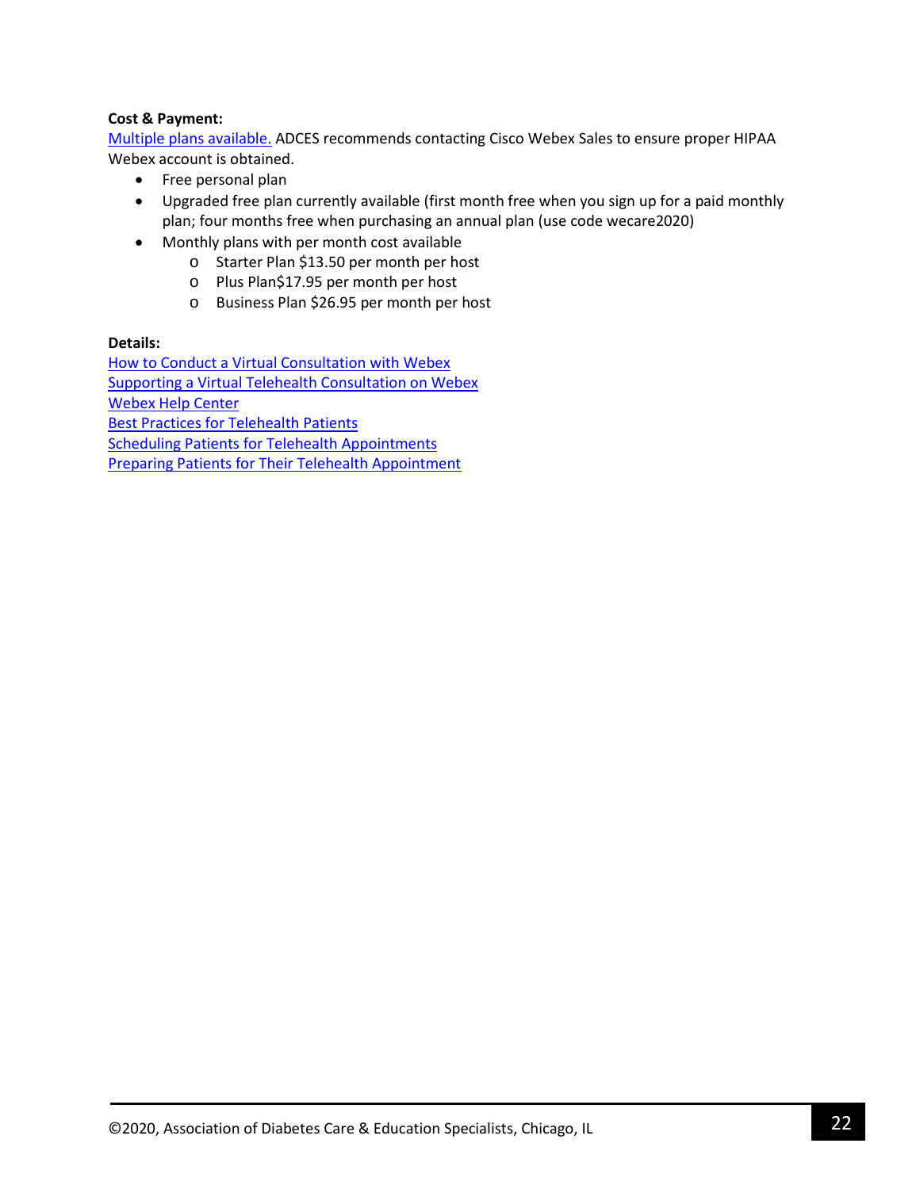**Cost & Payment:**

Multiple plans available. ADCES recommends contacting Cisco Webex Sales to ensure proper HIPAA Webex account is obtained.

- Free personal plan
- Upgraded free plan currently available (first month free when you sign up for a paid monthly plan; four months free when purchasing an annual plan (use code wecare2020)
- Monthly plans with per month cost available
  - Starter Plan $13.50 per month per host
  - Plus Plan$17.95 per month per host
  - Business Plan $26.95 per month per host

**Details:**

How to Conduct a Virtual Consultation with Webex
Supporting a Virtual Telehealth Consultation on Webex
Webex Help Center
Best Practices for Telehealth Patients
Scheduling Patients for Telehealth Appointments
Preparing Patients for Their Telehealth Appointment

©2020, Association of Diabetes Care & Education Specialists, Chicago, IL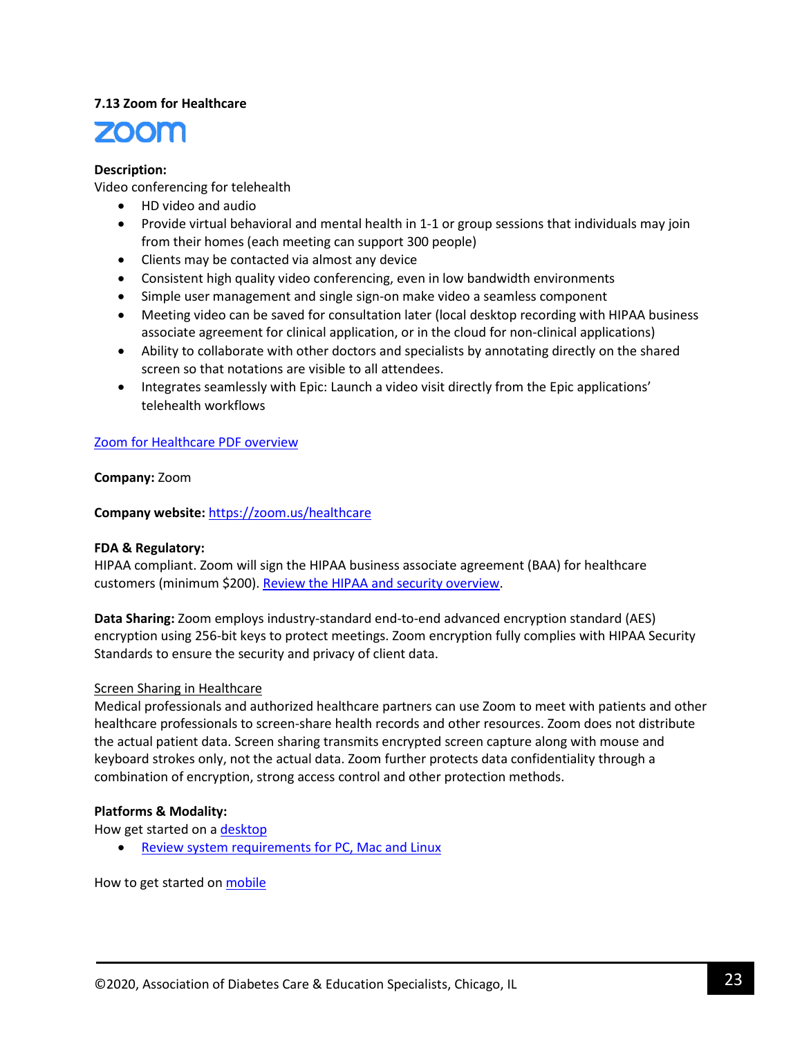### 7.13 Zoom for Healthcare

zoom

**Description:**
Video conferencing for telehealth

- HD video and audio
- Provide virtual behavioral and mental health in 1-1 or group sessions that individuals may join from their homes (each meeting can support 300 people)
- Clients may be contacted via almost any device
- Consistent high quality video conferencing, even in low bandwidth environments
- Simple user management and single sign-on make video a seamless component
- Meeting video can be saved for consultation later (local desktop recording with HIPAA business associate agreement for clinical application, or in the cloud for non-clinical applications)
- Ability to collaborate with other doctors and specialists by annotating directly on the shared screen so that notations are visible to all attendees.
- Integrates seamlessly with Epic: Launch a video visit directly from the Epic applications' telehealth workflows

Zoom for Healthcare PDF overview

**Company:** Zoom

**Company website:** https://zoom.us/healthcare

**FDA & Regulatory:**
HIPAA compliant. Zoom will sign the HIPAA business associate agreement (BAA) for healthcare customers (minimum $200). Review the HIPAA and security overview.

**Data Sharing:** Zoom employs industry-standard end-to-end advanced encryption standard (AES) encryption using 256-bit keys to protect meetings. Zoom encryption fully complies with HIPAA Security Standards to ensure the security and privacy of client data.

Screen Sharing in Healthcare
Medical professionals and authorized healthcare partners can use Zoom to meet with patients and other healthcare professionals to screen-share health records and other resources. Zoom does not distribute the actual patient data. Screen sharing transmits encrypted screen capture along with mouse and keyboard strokes only, not the actual data. Zoom further protects data confidentiality through a combination of encryption, strong access control and other protection methods.

**Platforms & Modality:**
How get started on a desktop

- Review system requirements for PC, Mac and Linux

How to get started on mobile

©2020, Association of Diabetes Care & Education Specialists, Chicago, IL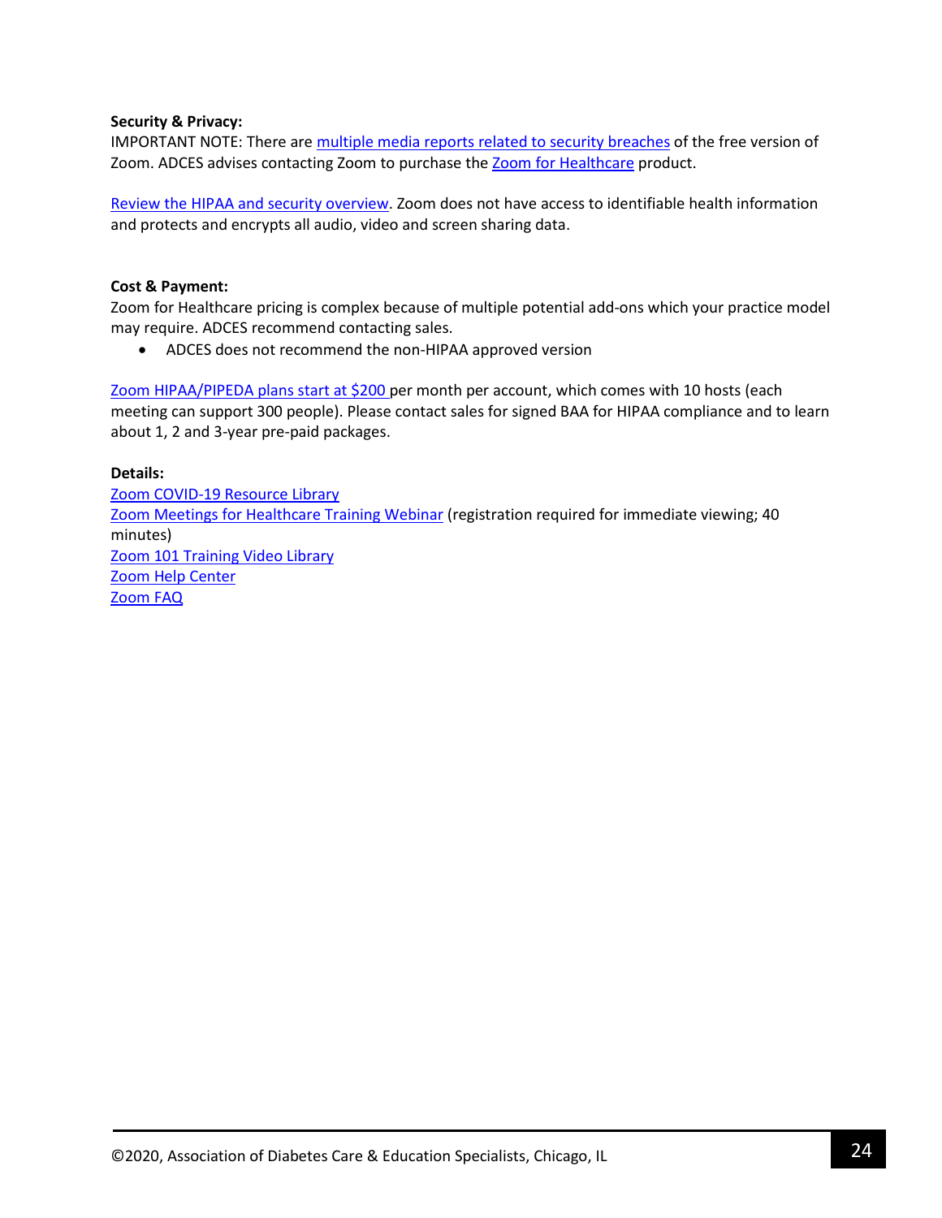**Security & Privacy:**

IMPORTANT NOTE: There are multiple media reports related to security breaches of the free version of Zoom. ADCES advises contacting Zoom to purchase the Zoom for Healthcare product.

Review the HIPAA and security overview. Zoom does not have access to identifiable health information and protects and encrypts all audio, video and screen sharing data.

**Cost & Payment:**

Zoom for Healthcare pricing is complex because of multiple potential add-ons which your practice model may require. ADCES recommend contacting sales.

- ADCES does not recommend the non-HIPAA approved version

Zoom HIPAA/PIPEDA plans start at $200 per month per account, which comes with 10 hosts (each meeting can support 300 people). Please contact sales for signed BAA for HIPAA compliance and to learn about 1, 2 and 3-year pre-paid packages.

**Details:**

Zoom COVID-19 Resource Library
Zoom Meetings for Healthcare Training Webinar (registration required for immediate viewing; 40 minutes)
Zoom 101 Training Video Library
Zoom Help Center
Zoom FAQ

©2020, Association of Diabetes Care & Education Specialists, Chicago, IL